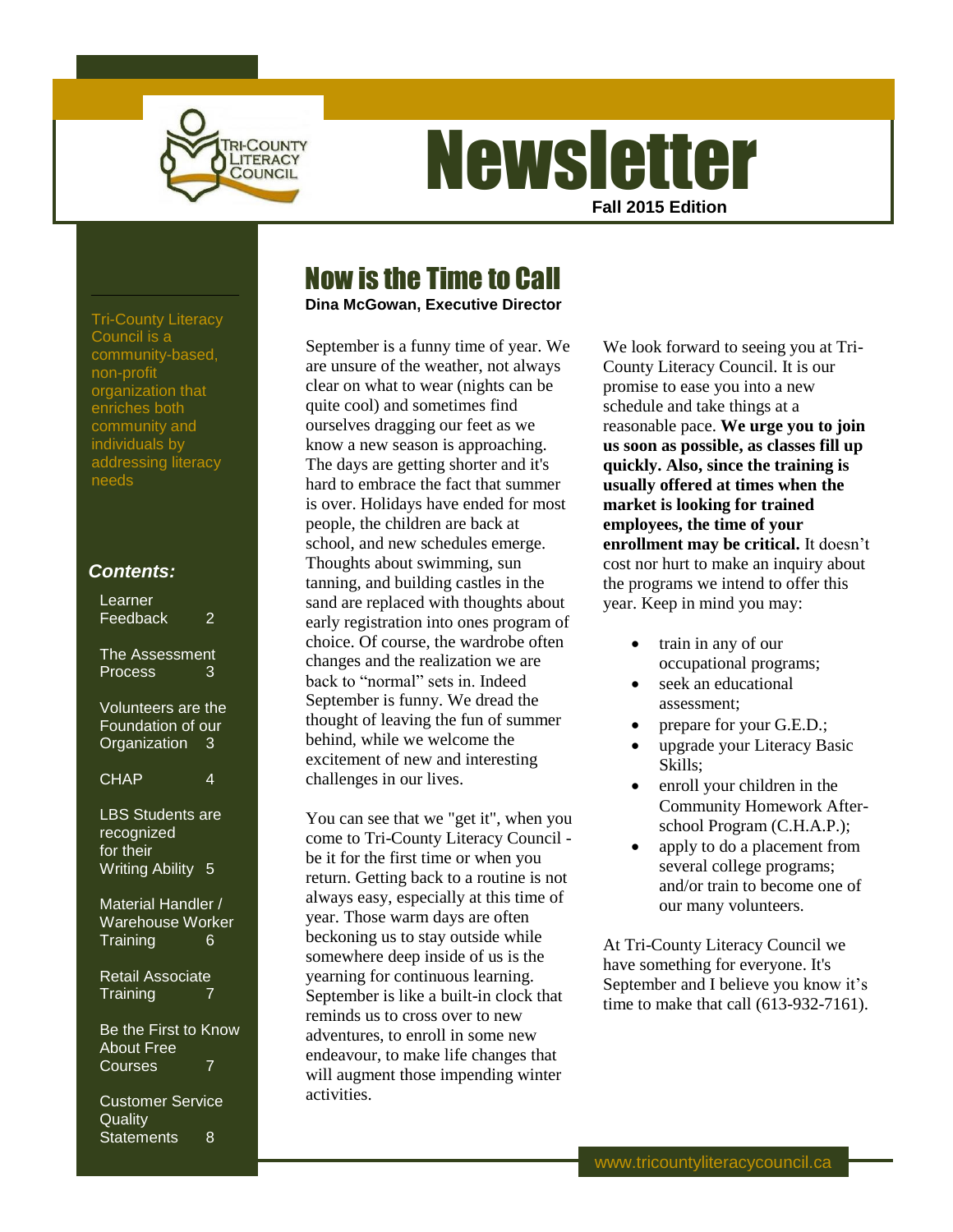# Newsletter

**Fall 2015 Edition**

Tri-County Literacy Council is a community-based, non-profit organization that enriches both community and individuals by addressing literacy needs

***Contents:***

- Learner Feedback 2
- The Assessment Process 3
- Volunteers are the Foundation of our Organization 3
- CHAP 4
- LBS Students are recognized for their Writing Ability 5
- Material Handler / Warehouse Worker Training 6
- Retail Associate Training 7
- Be the First to Know About Free Courses 7
- Customer Service Quality Statements 8

## Now is the Time to Call

**Dina McGowan, Executive Director**

September is a funny time of year. We are unsure of the weather, not always clear on what to wear (nights can be quite cool) and sometimes find ourselves dragging our feet as we know a new season is approaching. The days are getting shorter and it's hard to embrace the fact that summer is over. Holidays have ended for most people, the children are back at school, and new schedules emerge. Thoughts about swimming, sun tanning, and building castles in the sand are replaced with thoughts about early registration into ones program of choice. Of course, the wardrobe often changes and the realization we are back to "normal" sets in. Indeed September is funny. We dread the thought of leaving the fun of summer behind, while we welcome the excitement of new and interesting challenges in our lives.

You can see that we "get it", when you come to Tri-County Literacy Council - be it for the first time or when you return. Getting back to a routine is not always easy, especially at this time of year. Those warm days are often beckoning us to stay outside while somewhere deep inside of us is the yearning for continuous learning. September is like a built-in clock that reminds us to cross over to new adventures, to enroll in some new endeavour, to make life changes that will augment those impending winter activities.

We look forward to seeing you at Tri-County Literacy Council. It is our promise to ease you into a new schedule and take things at a reasonable pace. **We urge you to join us soon as possible, as classes fill up quickly. Also, since the training is usually offered at times when the market is looking for trained employees, the time of your enrollment may be critical.** It doesn't cost nor hurt to make an inquiry about the programs we intend to offer this year. Keep in mind you may:

- train in any of our occupational programs;
- seek an educational assessment;
- prepare for your G.E.D.;
- upgrade your Literacy Basic Skills;
- enroll your children in the Community Homework After-school Program (C.H.A.P.);
- apply to do a placement from several college programs; and/or train to become one of our many volunteers.

At Tri-County Literacy Council we have something for everyone. It's September and I believe you know it's time to make that call (613-932-7161).

www.tricountyliteracycouncil.ca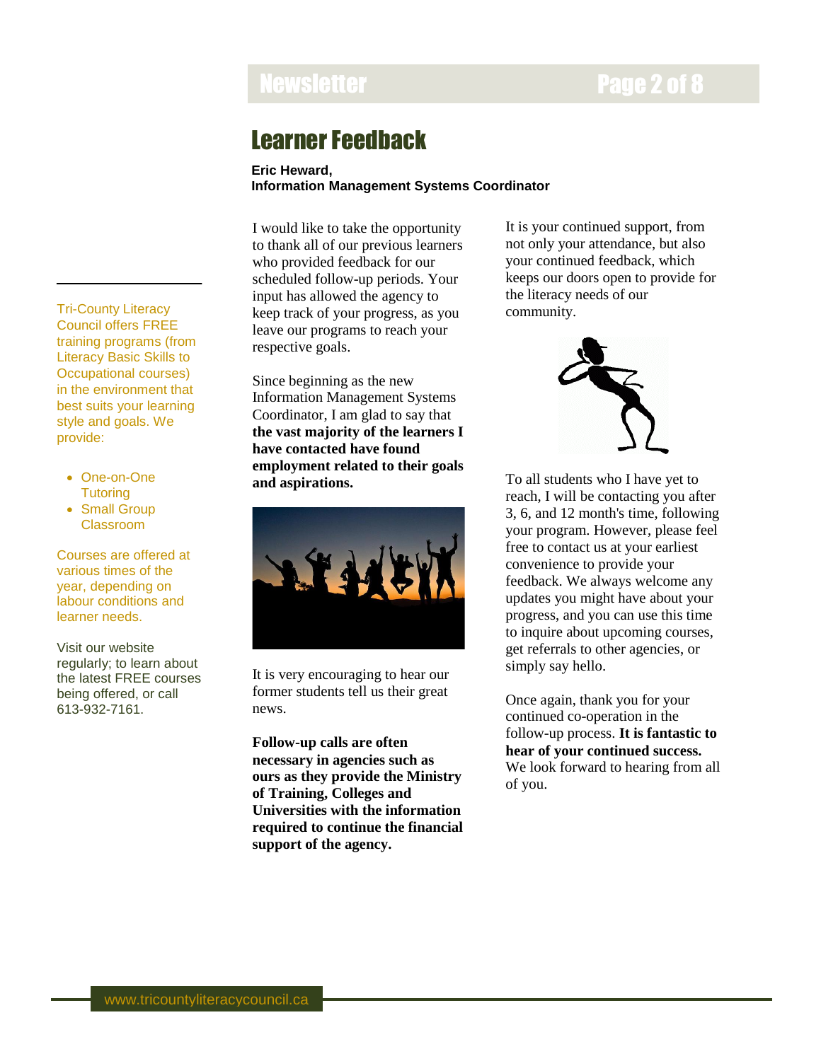## Learner Feedback

**Eric Heward,**
**Information Management Systems Coordinator**

I would like to take the opportunity to thank all of our previous learners who provided feedback for our scheduled follow-up periods. Your input has allowed the agency to keep track of your progress, as you leave our programs to reach your respective goals.

Since beginning as the new Information Management Systems Coordinator, I am glad to say that **the vast majority of the learners I have contacted have found employment related to their goals and aspirations.**

It is very encouraging to hear our former students tell us their great news.

**Follow-up calls are often necessary in agencies such as ours as they provide the Ministry of Training, Colleges and Universities with the information required to continue the financial support of the agency.**

It is your continued support, from not only your attendance, but also your continued feedback, which keeps our doors open to provide for the literacy needs of our community.

To all students who I have yet to reach, I will be contacting you after 3, 6, and 12 month's time, following your program. However, please feel free to contact us at your earliest convenience to provide your feedback. We always welcome any updates you might have about your progress, and you can use this time to inquire about upcoming courses, get referrals to other agencies, or simply say hello.

Once again, thank you for your continued co-operation in the follow-up process. **It is fantastic to hear of your continued success.** We look forward to hearing from all of you.

---

Tri-County Literacy Council offers FREE training programs (from Literacy Basic Skills to Occupational courses) in the environment that best suits your learning style and goals. We provide:

- One-on-One Tutoring
- Small Group Classroom

Courses are offered at various times of the year, depending on labour conditions and learner needs.

Visit our website regularly; to learn about the latest FREE courses being offered, or call 613-932-7161.

www.tricountyliteracycouncil.ca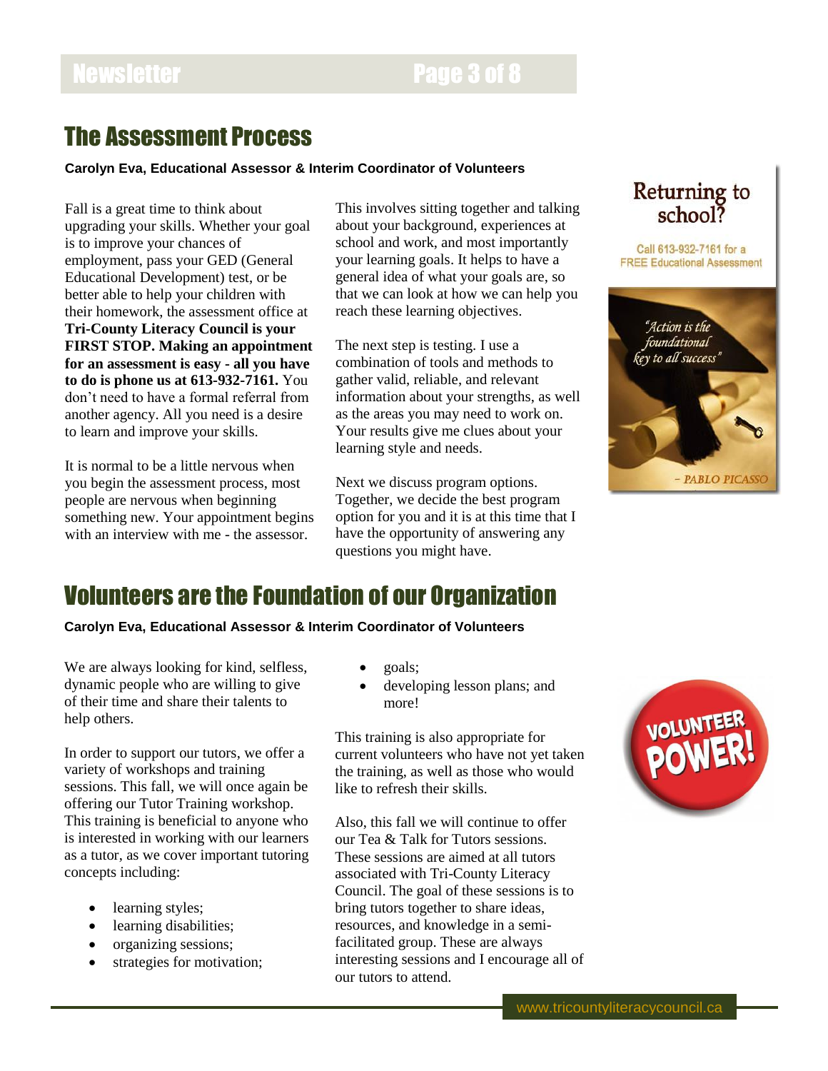## The Assessment Process

**Carolyn Eva, Educational Assessor & Interim Coordinator of Volunteers**

Fall is a great time to think about upgrading your skills. Whether your goal is to improve your chances of employment, pass your GED (General Educational Development) test, or be better able to help your children with their homework, the assessment office at **Tri-County Literacy Council is your FIRST STOP. Making an appointment for an assessment is easy - all you have to do is phone us at 613-932-7161.** You don't need to have a formal referral from another agency. All you need is a desire to learn and improve your skills.

It is normal to be a little nervous when you begin the assessment process, most people are nervous when beginning something new. Your appointment begins with an interview with me - the assessor. This involves sitting together and talking about your background, experiences at school and work, and most importantly your learning goals. It helps to have a general idea of what your goals are, so that we can look at how we can help you reach these learning objectives.

The next step is testing. I use a combination of tools and methods to gather valid, reliable, and relevant information about your strengths, as well as the areas you may need to work on. Your results give me clues about your learning style and needs.

Next we discuss program options. Together, we decide the best program option for you and it is at this time that I have the opportunity of answering any questions you might have.

**Returning to school?**

Call 613-932-7161 for a FREE Educational Assessment

*"Action is the foundational key to all success"* - PABLO PICASSO

## Volunteers are the Foundation of our Organization

**Carolyn Eva, Educational Assessor & Interim Coordinator of Volunteers**

We are always looking for kind, selfless, dynamic people who are willing to give of their time and share their talents to help others.

In order to support our tutors, we offer a variety of workshops and training sessions. This fall, we will once again be offering our Tutor Training workshop. This training is beneficial to anyone who is interested in working with our learners as a tutor, as we cover important tutoring concepts including:

- learning styles;
- learning disabilities;
- organizing sessions;
- strategies for motivation;
- goals;
- developing lesson plans; and more!

This training is also appropriate for current volunteers who have not yet taken the training, as well as those who would like to refresh their skills.

Also, this fall we will continue to offer our Tea & Talk for Tutors sessions. These sessions are aimed at all tutors associated with Tri-County Literacy Council. The goal of these sessions is to bring tutors together to share ideas, resources, and knowledge in a semi-facilitated group. These are always interesting sessions and I encourage all of our tutors to attend.

VOLUNTEER POWER!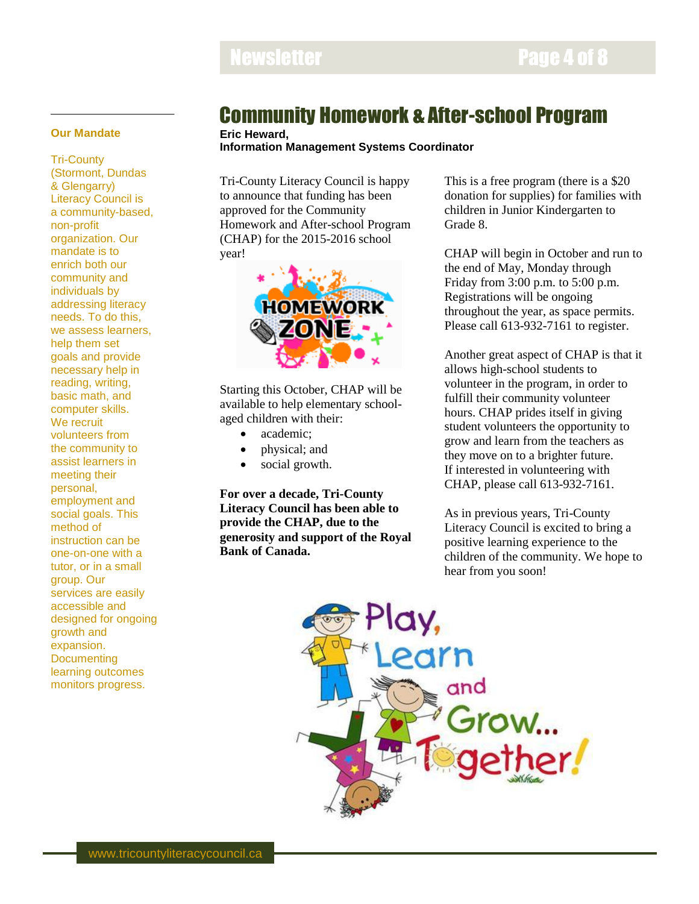## Our Mandate

Tri-County (Stormont, Dundas & Glengarry) Literacy Council is a community-based, non-profit organization. Our mandate is to enrich both our community and individuals by addressing literacy needs. To do this, we assess learners, help them set goals and provide necessary help in reading, writing, basic math, and computer skills. We recruit volunteers from the community to assist learners in meeting their personal, employment and social goals. This method of instruction can be one-on-one with a tutor, or in a small group. Our services are easily accessible and designed for ongoing growth and expansion. Documenting learning outcomes monitors progress.

# Community Homework & After-school Program

**Eric Heward,**
**Information Management Systems Coordinator**

Tri-County Literacy Council is happy to announce that funding has been approved for the Community Homework and After-school Program (CHAP) for the 2015-2016 school year!

Starting this October, CHAP will be available to help elementary school-aged children with their:

- academic;
- physical; and
- social growth.

**For over a decade, Tri-County Literacy Council has been able to provide the CHAP, due to the generosity and support of the Royal Bank of Canada.**

This is a free program (there is a $20 donation for supplies) for families with children in Junior Kindergarten to Grade 8.

CHAP will begin in October and run to the end of May, Monday through Friday from 3:00 p.m. to 5:00 p.m. Registrations will be ongoing throughout the year, as space permits. Please call 613-932-7161 to register.

Another great aspect of CHAP is that it allows high-school students to volunteer in the program, in order to fulfill their community volunteer hours. CHAP prides itself in giving student volunteers the opportunity to grow and learn from the teachers as they move on to a brighter future. If interested in volunteering with CHAP, please call 613-932-7161.

As in previous years, Tri-County Literacy Council is excited to bring a positive learning experience to the children of the community. We hope to hear from you soon!

www.tricountyliteracycouncil.ca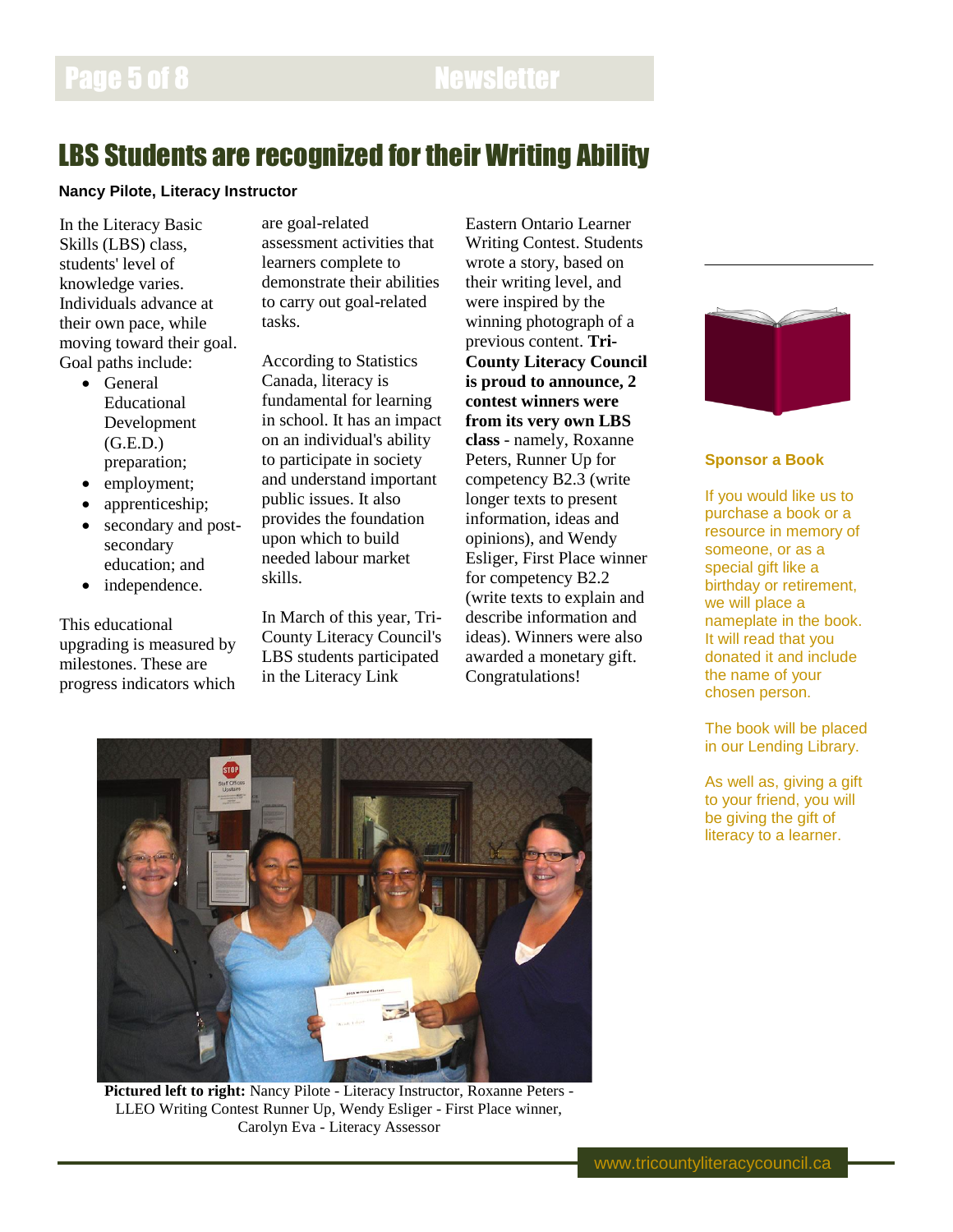# LBS Students are recognized for their Writing Ability

**Nancy Pilote, Literacy Instructor**

In the Literacy Basic Skills (LBS) class, students' level of knowledge varies. Individuals advance at their own pace, while moving toward their goal. Goal paths include:

- General Educational Development (G.E.D.) preparation;
- employment;
- apprenticeship;
- secondary and post-secondary education; and
- independence.

This educational upgrading is measured by milestones. These are progress indicators which are goal-related assessment activities that learners complete to demonstrate their abilities to carry out goal-related tasks.

According to Statistics Canada, literacy is fundamental for learning in school. It has an impact on an individual's ability to participate in society and understand important public issues. It also provides the foundation upon which to build needed labour market skills.

In March of this year, Tri-County Literacy Council's LBS students participated in the Literacy Link Eastern Ontario Learner Writing Contest. Students wrote a story, based on their writing level, and were inspired by the winning photograph of a previous content. **Tri-County Literacy Council is proud to announce, 2 contest winners were from its very own LBS class** - namely, Roxanne Peters, Runner Up for competency B2.3 (write longer texts to present information, ideas and opinions), and Wendy Esliger, First Place winner for competency B2.2 (write texts to explain and describe information and ideas). Winners were also awarded a monetary gift. Congratulations!

**Pictured left to right:** Nancy Pilote - Literacy Instructor, Roxanne Peters - LLEO Writing Contest Runner Up, Wendy Esliger - First Place winner, Carolyn Eva - Literacy Assessor

## Sponsor a Book

If you would like us to purchase a book or a resource in memory of someone, or as a special gift like a birthday or retirement, we will place a nameplate in the book. It will read that you donated it and include the name of your chosen person.

The book will be placed in our Lending Library.

As well as, giving a gift to your friend, you will be giving the gift of literacy to a learner.

www.tricountyliteracycouncil.ca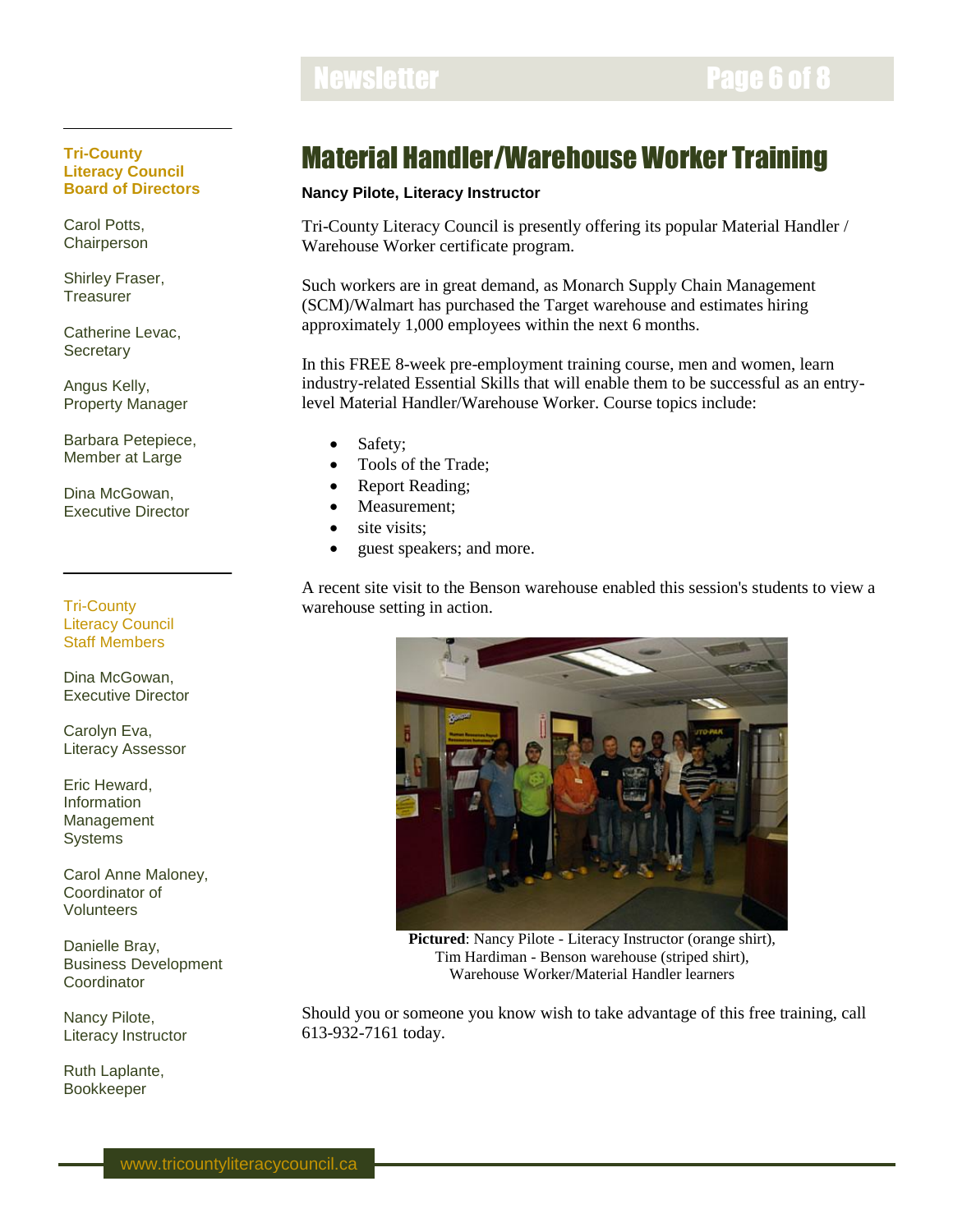# Material Handler/Warehouse Worker Training

**Nancy Pilote, Literacy Instructor**

Tri-County Literacy Council is presently offering its popular Material Handler / Warehouse Worker certificate program.

Such workers are in great demand, as Monarch Supply Chain Management (SCM)/Walmart has purchased the Target warehouse and estimates hiring approximately 1,000 employees within the next 6 months.

In this FREE 8-week pre-employment training course, men and women, learn industry-related Essential Skills that will enable them to be successful as an entry-level Material Handler/Warehouse Worker. Course topics include:

- Safety;
- Tools of the Trade;
- Report Reading;
- Measurement;
- site visits;
- guest speakers; and more.

A recent site visit to the Benson warehouse enabled this session's students to view a warehouse setting in action.

**Pictured**: Nancy Pilote - Literacy Instructor (orange shirt), Tim Hardiman - Benson warehouse (striped shirt), Warehouse Worker/Material Handler learners

Should you or someone you know wish to take advantage of this free training, call 613-932-7161 today.

**Tri-County Literacy Council Board of Directors**

Carol Potts, Chairperson

Shirley Fraser, Treasurer

Catherine Levac, Secretary

Angus Kelly, Property Manager

Barbara Petepiece, Member at Large

Dina McGowan, Executive Director

**Tri-County Literacy Council Staff Members**

Dina McGowan, Executive Director

Carolyn Eva, Literacy Assessor

Eric Heward, Information Management Systems

Carol Anne Maloney, Coordinator of Volunteers

Danielle Bray, Business Development Coordinator

Nancy Pilote, Literacy Instructor

Ruth Laplante, Bookkeeper

www.tricountyliteracycouncil.ca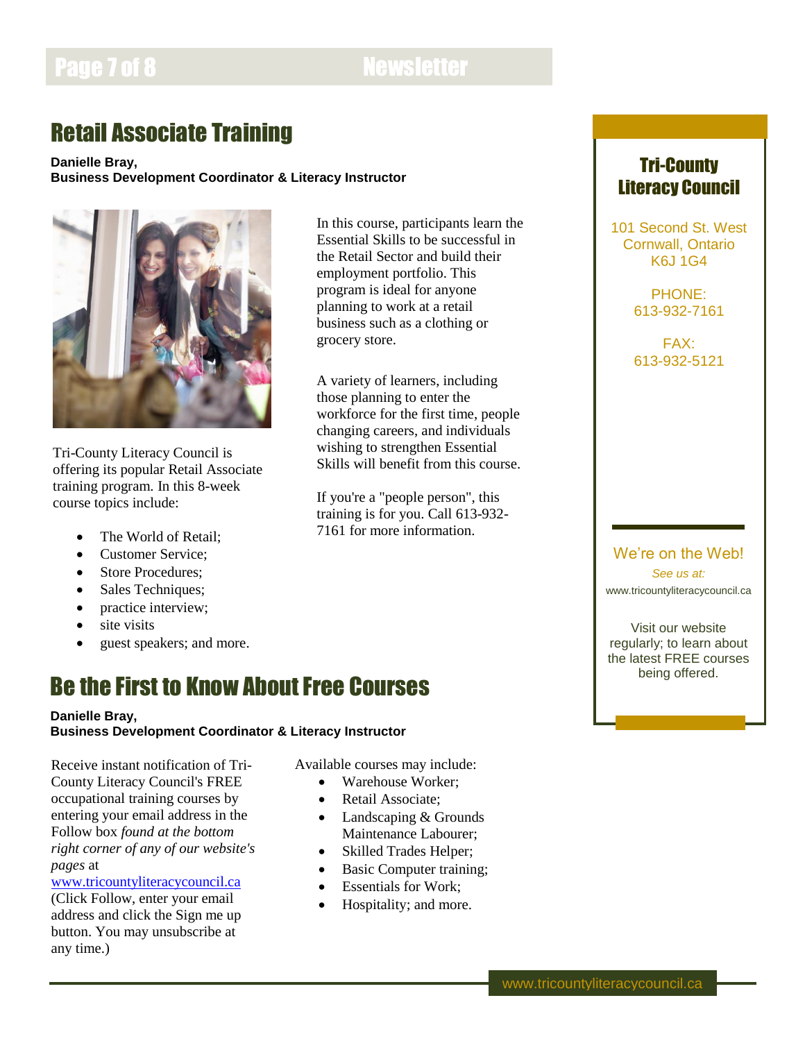## Retail Associate Training

**Danielle Bray,**
**Business Development Coordinator & Literacy Instructor**

Tri-County Literacy Council is offering its popular Retail Associate training program. In this 8-week course topics include:

- The World of Retail;
- Customer Service;
- Store Procedures;
- Sales Techniques;
- practice interview;
- site visits
- guest speakers; and more.

In this course, participants learn the Essential Skills to be successful in the Retail Sector and build their employment portfolio. This program is ideal for anyone planning to work at a retail business such as a clothing or grocery store.

A variety of learners, including those planning to enter the workforce for the first time, people changing careers, and individuals wishing to strengthen Essential Skills will benefit from this course.

If you're a "people person", this training is for you. Call 613-932-7161 for more information.

## Be the First to Know About Free Courses

**Danielle Bray,**
**Business Development Coordinator & Literacy Instructor**

Receive instant notification of Tri-County Literacy Council's FREE occupational training courses by entering your email address in the Follow box *found at the bottom right corner of any of our website's pages* at www.tricountyliteracycouncil.ca (Click Follow, enter your email address and click the Sign me up button. You may unsubscribe at any time.)

Available courses may include:

- Warehouse Worker;
- Retail Associate;
- Landscaping & Grounds Maintenance Labourer;
- Skilled Trades Helper;
- Basic Computer training;
- Essentials for Work;
- Hospitality; and more.

### Tri-County Literacy Council

101 Second St. West
Cornwall, Ontario
K6J 1G4

PHONE:
613-932-7161

FAX:
613-932-5121

We're on the Web!

*See us at:*

www.tricountyliteracycouncil.ca

Visit our website regularly; to learn about the latest FREE courses being offered.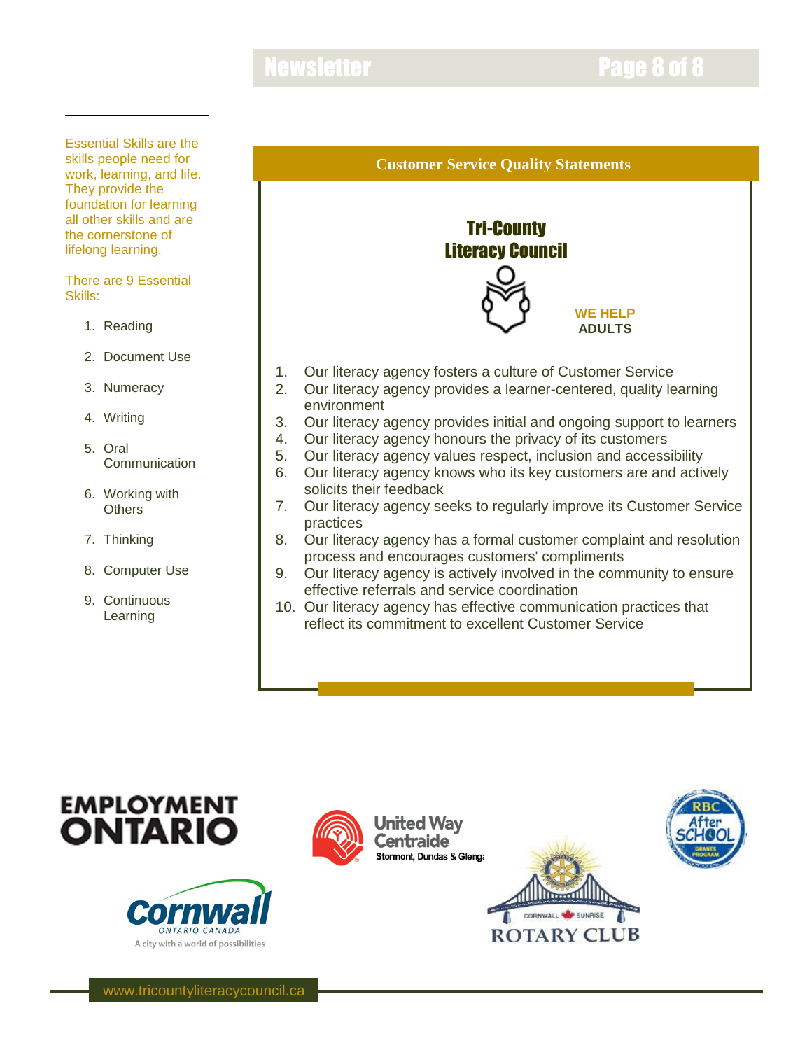Essential Skills are the skills people need for work, learning, and life. They provide the foundation for learning all other skills and are the cornerstone of lifelong learning.

There are 9 Essential Skills:

1. Reading
2. Document Use
3. Numeracy
4. Writing
5. Oral Communication
6. Working with Others
7. Thinking
8. Computer Use
9. Continuous Learning

## Customer Service Quality Statements

**Tri-County Literacy Council**

**WE HELP ADULTS**

1. Our literacy agency fosters a culture of Customer Service
2. Our literacy agency provides a learner-centered, quality learning environment
3. Our literacy agency provides initial and ongoing support to learners
4. Our literacy agency honours the privacy of its customers
5. Our literacy agency values respect, inclusion and accessibility
6. Our literacy agency knows who its key customers are and actively solicits their feedback
7. Our literacy agency seeks to regularly improve its Customer Service practices
8. Our literacy agency has a formal customer complaint and resolution process and encourages customers' compliments
9. Our literacy agency is actively involved in the community to ensure effective referrals and service coordination
10. Our literacy agency has effective communication practices that reflect its commitment to excellent Customer Service

EMPLOYMENT ONTARIO

United Way Centraide Stormont, Dundas & Glengarry

RBC After School Grants Program

Cornwall Ontario Canada — A city with a world of possibilities

Cornwall Sunrise Rotary Club

www.tricountyliteracycouncil.ca